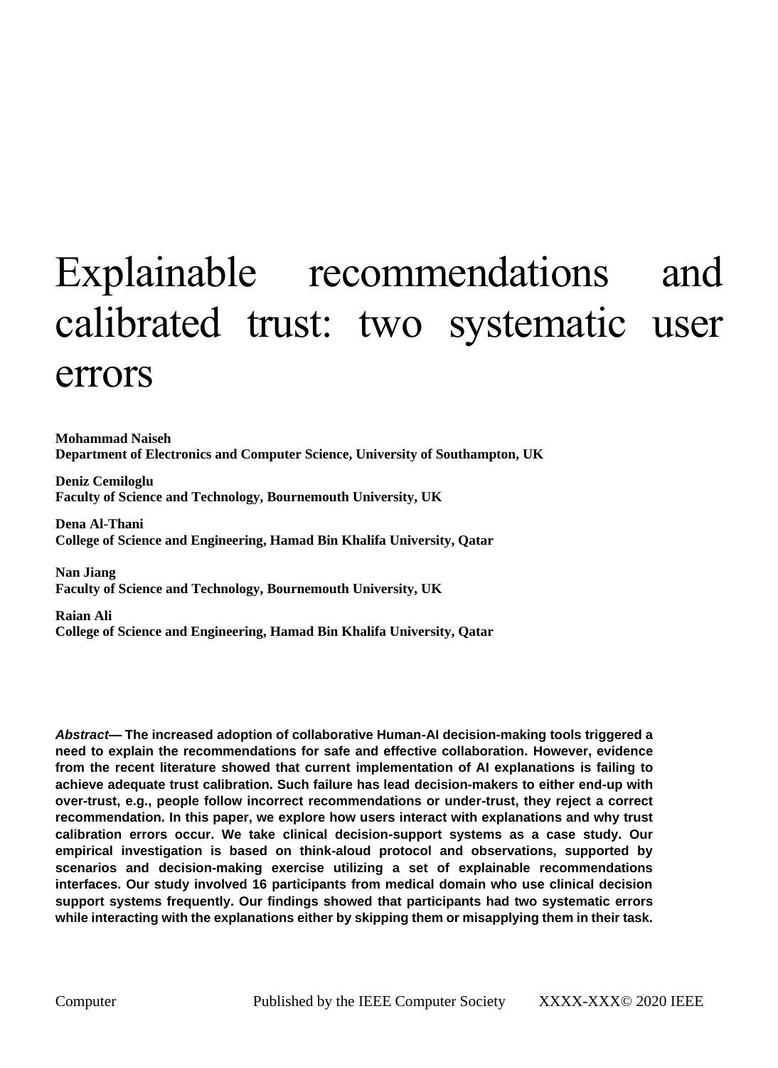# Explainable recommendations and calibrated trust: two systematic user errors

**Mohammad Naiseh**
**Department of Electronics and Computer Science, University of Southampton, UK**

**Deniz Cemiloglu**
**Faculty of Science and Technology, Bournemouth University, UK**

**Dena Al-Thani**
**College of Science and Engineering, Hamad Bin Khalifa University, Qatar**

**Nan Jiang**
**Faculty of Science and Technology, Bournemouth University, UK**

**Raian Ali**
**College of Science and Engineering, Hamad Bin Khalifa University, Qatar**

***Abstract*— The increased adoption of collaborative Human-AI decision-making tools triggered a need to explain the recommendations for safe and effective collaboration. However, evidence from the recent literature showed that current implementation of AI explanations is failing to achieve adequate trust calibration. Such failure has lead decision-makers to either end-up with over-trust, e.g., people follow incorrect recommendations or under-trust, they reject a correct recommendation. In this paper, we explore how users interact with explanations and why trust calibration errors occur. We take clinical decision-support systems as a case study. Our empirical investigation is based on think-aloud protocol and observations, supported by scenarios and decision-making exercise utilizing a set of explainable recommendations interfaces. Our study involved 16 participants from medical domain who use clinical decision support systems frequently. Our findings showed that participants had two systematic errors while interacting with the explanations either by skipping them or misapplying them in their task.**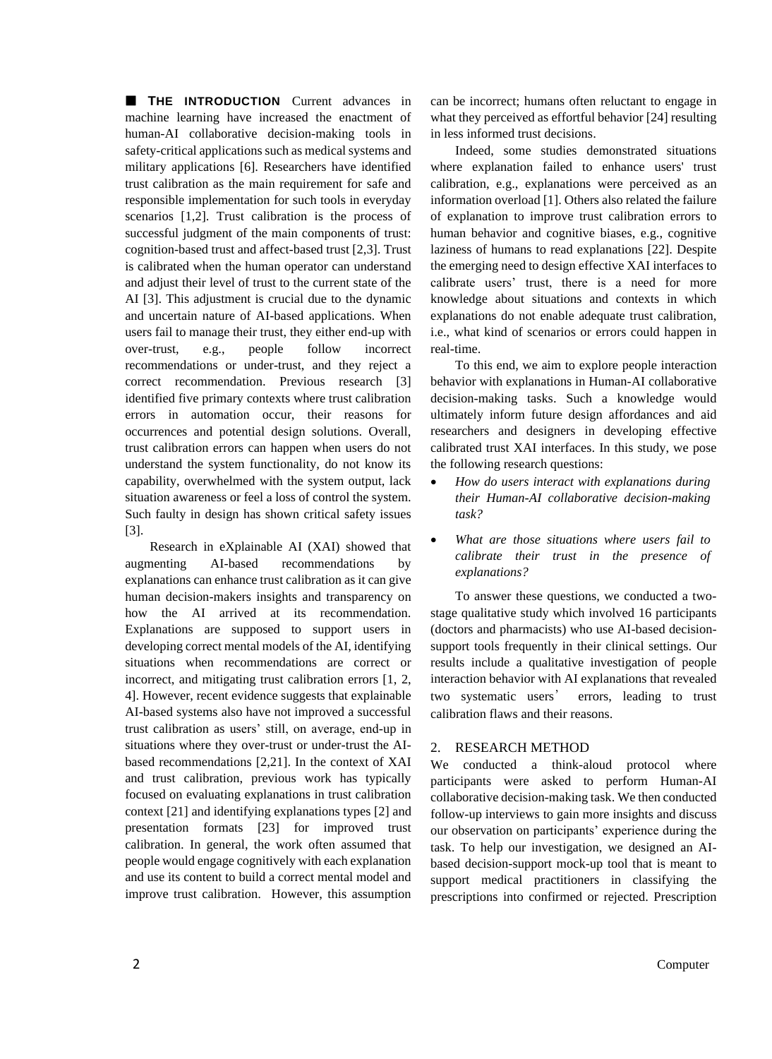■ **THE INTRODUCTION** Current advances in machine learning have increased the enactment of human-AI collaborative decision-making tools in safety-critical applications such as medical systems and military applications [6]. Researchers have identified trust calibration as the main requirement for safe and responsible implementation for such tools in everyday scenarios [1,2]. Trust calibration is the process of successful judgment of the main components of trust: cognition-based trust and affect-based trust [2,3]. Trust is calibrated when the human operator can understand and adjust their level of trust to the current state of the AI [3]. This adjustment is crucial due to the dynamic and uncertain nature of AI-based applications. When users fail to manage their trust, they either end-up with over-trust, e.g., people follow incorrect recommendations or under-trust, and they reject a correct recommendation. Previous research [3] identified five primary contexts where trust calibration errors in automation occur, their reasons for occurrences and potential design solutions. Overall, trust calibration errors can happen when users do not understand the system functionality, do not know its capability, overwhelmed with the system output, lack situation awareness or feel a loss of control the system. Such faulty in design has shown critical safety issues [3].

Research in eXplainable AI (XAI) showed that augmenting AI-based recommendations by explanations can enhance trust calibration as it can give human decision-makers insights and transparency on how the AI arrived at its recommendation. Explanations are supposed to support users in developing correct mental models of the AI, identifying situations when recommendations are correct or incorrect, and mitigating trust calibration errors [1, 2, 4]. However, recent evidence suggests that explainable AI-based systems also have not improved a successful trust calibration as users' still, on average, end-up in situations where they over-trust or under-trust the AI-based recommendations [2,21]. In the context of XAI and trust calibration, previous work has typically focused on evaluating explanations in trust calibration context [21] and identifying explanations types [2] and presentation formats [23] for improved trust calibration. In general, the work often assumed that people would engage cognitively with each explanation and use its content to build a correct mental model and improve trust calibration. However, this assumption can be incorrect; humans often reluctant to engage in what they perceived as effortful behavior [24] resulting in less informed trust decisions.

Indeed, some studies demonstrated situations where explanation failed to enhance users' trust calibration, e.g., explanations were perceived as an information overload [1]. Others also related the failure of explanation to improve trust calibration errors to human behavior and cognitive biases, e.g., cognitive laziness of humans to read explanations [22]. Despite the emerging need to design effective XAI interfaces to calibrate users' trust, there is a need for more knowledge about situations and contexts in which explanations do not enable adequate trust calibration, i.e., what kind of scenarios or errors could happen in real-time.

To this end, we aim to explore people interaction behavior with explanations in Human-AI collaborative decision-making tasks. Such a knowledge would ultimately inform future design affordances and aid researchers and designers in developing effective calibrated trust XAI interfaces. In this study, we pose the following research questions:

- *How do users interact with explanations during their Human-AI collaborative decision-making task?*
- *What are those situations where users fail to calibrate their trust in the presence of explanations?*

To answer these questions, we conducted a two-stage qualitative study which involved 16 participants (doctors and pharmacists) who use AI-based decision-support tools frequently in their clinical settings. Our results include a qualitative investigation of people interaction behavior with AI explanations that revealed two systematic users' errors, leading to trust calibration flaws and their reasons.

## 2. RESEARCH METHOD

We conducted a think-aloud protocol where participants were asked to perform Human-AI collaborative decision-making task. We then conducted follow-up interviews to gain more insights and discuss our observation on participants' experience during the task. To help our investigation, we designed an AI-based decision-support mock-up tool that is meant to support medical practitioners in classifying the prescriptions into confirmed or rejected. Prescription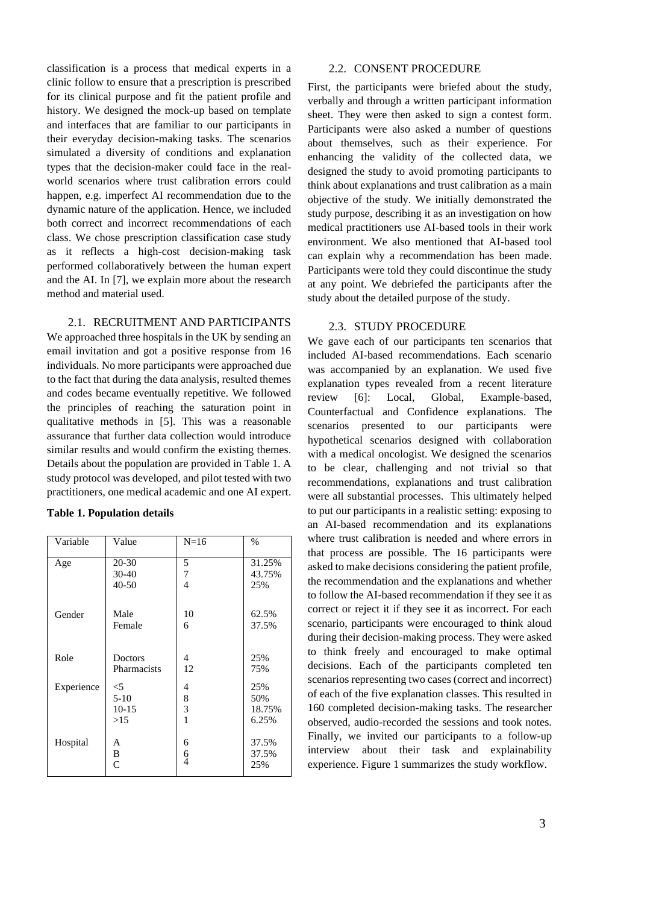classification is a process that medical experts in a clinic follow to ensure that a prescription is prescribed for its clinical purpose and fit the patient profile and history. We designed the mock-up based on template and interfaces that are familiar to our participants in their everyday decision-making tasks. The scenarios simulated a diversity of conditions and explanation types that the decision-maker could face in the real-world scenarios where trust calibration errors could happen, e.g. imperfect AI recommendation due to the dynamic nature of the application. Hence, we included both correct and incorrect recommendations of each class. We chose prescription classification case study as it reflects a high-cost decision-making task performed collaboratively between the human expert and the AI. In [7], we explain more about the research method and material used.

### 2.1. RECRUITMENT AND PARTICIPANTS

We approached three hospitals in the UK by sending an email invitation and got a positive response from 16 individuals. No more participants were approached due to the fact that during the data analysis, resulted themes and codes became eventually repetitive. We followed the principles of reaching the saturation point in qualitative methods in [5]. This was a reasonable assurance that further data collection would introduce similar results and would confirm the existing themes. Details about the population are provided in Table 1. A study protocol was developed, and pilot tested with two practitioners, one medical academic and one AI expert.

**Table 1. Population details**

| Variable | Value | N=16 | % |
|---|---|---|---|
| Age | 20-30<br>30-40<br>40-50 | 5<br>7<br>4 | 31.25%<br>43.75%<br>25% |
| Gender | Male<br>Female | 10<br>6 | 62.5%<br>37.5% |
| Role | Doctors<br>Pharmacists | 4<br>12 | 25%<br>75% |
| Experience | <5<br>5-10<br>10-15<br>>15 | 4<br>8<br>3<br>1 | 25%<br>50%<br>18.75%<br>6.25% |
| Hospital | A<br>B<br>C | 6<br>6<br>4 | 37.5%<br>37.5%<br>25% |

### 2.2. CONSENT PROCEDURE

First, the participants were briefed about the study, verbally and through a written participant information sheet. They were then asked to sign a contest form. Participants were also asked a number of questions about themselves, such as their experience. For enhancing the validity of the collected data, we designed the study to avoid promoting participants to think about explanations and trust calibration as a main objective of the study. We initially demonstrated the study purpose, describing it as an investigation on how medical practitioners use AI-based tools in their work environment. We also mentioned that AI-based tool can explain why a recommendation has been made. Participants were told they could discontinue the study at any point. We debriefed the participants after the study about the detailed purpose of the study.

### 2.3. STUDY PROCEDURE

We gave each of our participants ten scenarios that included AI-based recommendations. Each scenario was accompanied by an explanation. We used five explanation types revealed from a recent literature review [6]: Local, Global, Example-based, Counterfactual and Confidence explanations. The scenarios presented to our participants were hypothetical scenarios designed with collaboration with a medical oncologist. We designed the scenarios to be clear, challenging and not trivial so that recommendations, explanations and trust calibration were all substantial processes. This ultimately helped to put our participants in a realistic setting: exposing to an AI-based recommendation and its explanations where trust calibration is needed and where errors in that process are possible. The 16 participants were asked to make decisions considering the patient profile, the recommendation and the explanations and whether to follow the AI-based recommendation if they see it as correct or reject it if they see it as incorrect. For each scenario, participants were encouraged to think aloud during their decision-making process. They were asked to think freely and encouraged to make optimal decisions. Each of the participants completed ten scenarios representing two cases (correct and incorrect) of each of the five explanation classes. This resulted in 160 completed decision-making tasks. The researcher observed, audio-recorded the sessions and took notes. Finally, we invited our participants to a follow-up interview about their task and explainability experience. Figure 1 summarizes the study workflow.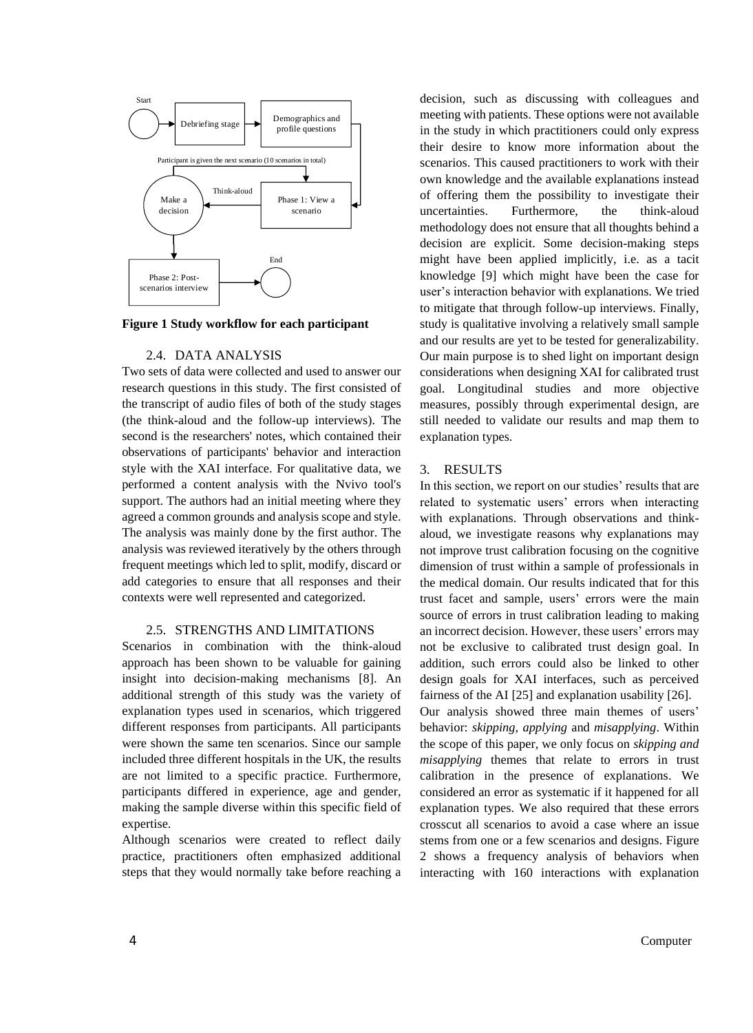**Figure 1 Study workflow for each participant**

### 2.4. DATA ANALYSIS

Two sets of data were collected and used to answer our research questions in this study. The first consisted of the transcript of audio files of both of the study stages (the think-aloud and the follow-up interviews). The second is the researchers' notes, which contained their observations of participants' behavior and interaction style with the XAI interface. For qualitative data, we performed a content analysis with the Nvivo tool's support. The authors had an initial meeting where they agreed a common grounds and analysis scope and style. The analysis was mainly done by the first author. The analysis was reviewed iteratively by the others through frequent meetings which led to split, modify, discard or add categories to ensure that all responses and their contexts were well represented and categorized.

### 2.5. STRENGTHS AND LIMITATIONS

Scenarios in combination with the think-aloud approach has been shown to be valuable for gaining insight into decision-making mechanisms [8]. An additional strength of this study was the variety of explanation types used in scenarios, which triggered different responses from participants. All participants were shown the same ten scenarios. Since our sample included three different hospitals in the UK, the results are not limited to a specific practice. Furthermore, participants differed in experience, age and gender, making the sample diverse within this specific field of expertise.

Although scenarios were created to reflect daily practice, practitioners often emphasized additional steps that they would normally take before reaching a decision, such as discussing with colleagues and meeting with patients. These options were not available in the study in which practitioners could only express their desire to know more information about the scenarios. This caused practitioners to work with their own knowledge and the available explanations instead of offering them the possibility to investigate their uncertainties. Furthermore, the think-aloud methodology does not ensure that all thoughts behind a decision are explicit. Some decision-making steps might have been applied implicitly, i.e. as a tacit knowledge [9] which might have been the case for user's interaction behavior with explanations. We tried to mitigate that through follow-up interviews. Finally, study is qualitative involving a relatively small sample and our results are yet to be tested for generalizability. Our main purpose is to shed light on important design considerations when designing XAI for calibrated trust goal. Longitudinal studies and more objective measures, possibly through experimental design, are still needed to validate our results and map them to explanation types.

## 3. RESULTS

In this section, we report on our studies' results that are related to systematic users' errors when interacting with explanations. Through observations and think-aloud, we investigate reasons why explanations may not improve trust calibration focusing on the cognitive dimension of trust within a sample of professionals in the medical domain. Our results indicated that for this trust facet and sample, users' errors were the main source of errors in trust calibration leading to making an incorrect decision. However, these users' errors may not be exclusive to calibrated trust design goal. In addition, such errors could also be linked to other design goals for XAI interfaces, such as perceived fairness of the AI [25] and explanation usability [26].

Our analysis showed three main themes of users' behavior: *skipping*, *applying* and *misapplying*. Within the scope of this paper, we only focus on *skipping and misapplying* themes that relate to errors in trust calibration in the presence of explanations. We considered an error as systematic if it happened for all explanation types. We also required that these errors crosscut all scenarios to avoid a case where an issue stems from one or a few scenarios and designs. Figure 2 shows a frequency analysis of behaviors when interacting with 160 interactions with explanation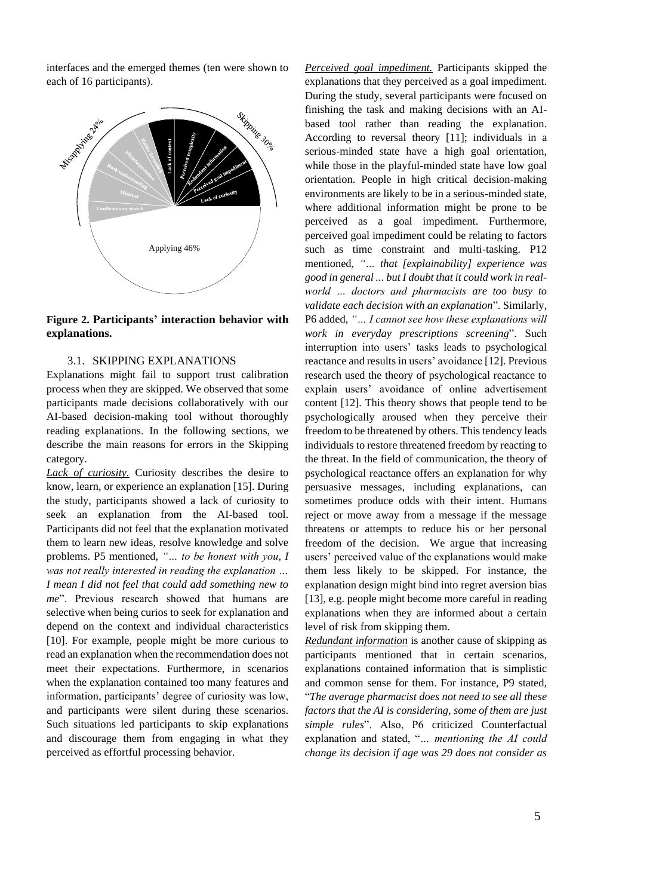interfaces and the emerged themes (ten were shown to each of 16 participants).

**Figure 2. Participants' interaction behavior with explanations.**

### 3.1. SKIPPING EXPLANATIONS

Explanations might fail to support trust calibration process when they are skipped. We observed that some participants made decisions collaboratively with our AI-based decision-making tool without thoroughly reading explanations. In the following sections, we describe the main reasons for errors in the Skipping category.

***Lack of curiosity.*** Curiosity describes the desire to know, learn, or experience an explanation [15]. During the study, participants showed a lack of curiosity to seek an explanation from the AI-based tool. Participants did not feel that the explanation motivated them to learn new ideas, resolve knowledge and solve problems. P5 mentioned, *"… to be honest with you, I was not really interested in reading the explanation … I mean I did not feel that could add something new to me*". Previous research showed that humans are selective when being curios to seek for explanation and depend on the context and individual characteristics [10]. For example, people might be more curious to read an explanation when the recommendation does not meet their expectations. Furthermore, in scenarios when the explanation contained too many features and information, participants' degree of curiosity was low, and participants were silent during these scenarios. Such situations led participants to skip explanations and discourage them from engaging in what they perceived as effortful processing behavior.

***Perceived goal impediment.*** Participants skipped the explanations that they perceived as a goal impediment. During the study, several participants were focused on finishing the task and making decisions with an AI-based tool rather than reading the explanation. According to reversal theory [11]; individuals in a serious-minded state have a high goal orientation, while those in the playful-minded state have low goal orientation. People in high critical decision-making environments are likely to be in a serious-minded state, where additional information might be prone to be perceived as a goal impediment. Furthermore, perceived goal impediment could be relating to factors such as time constraint and multi-tasking. P12 mentioned, *"… that [explainability] experience was good in general ... but I doubt that it could work in real-world … doctors and pharmacists are too busy to validate each decision with an explanation*". Similarly, P6 added, *"… I cannot see how these explanations will work in everyday prescriptions screening*". Such interruption into users' tasks leads to psychological reactance and results in users' avoidance [12]. Previous research used the theory of psychological reactance to explain users' avoidance of online advertisement content [12]. This theory shows that people tend to be psychologically aroused when they perceive their freedom to be threatened by others. This tendency leads individuals to restore threatened freedom by reacting to the threat. In the field of communication, the theory of psychological reactance offers an explanation for why persuasive messages, including explanations, can sometimes produce odds with their intent. Humans reject or move away from a message if the message threatens or attempts to reduce his or her personal freedom of the decision. We argue that increasing users' perceived value of the explanations would make them less likely to be skipped. For instance, the explanation design might bind into regret aversion bias [13], e.g. people might become more careful in reading explanations when they are informed about a certain level of risk from skipping them.

***Redundant information*** is another cause of skipping as participants mentioned that in certain scenarios, explanations contained information that is simplistic and common sense for them. For instance, P9 stated, "*The average pharmacist does not need to see all these factors that the AI is considering, some of them are just simple rules*". Also, P6 criticized Counterfactual explanation and stated, "*… mentioning the AI could change its decision if age was 29 does not consider as*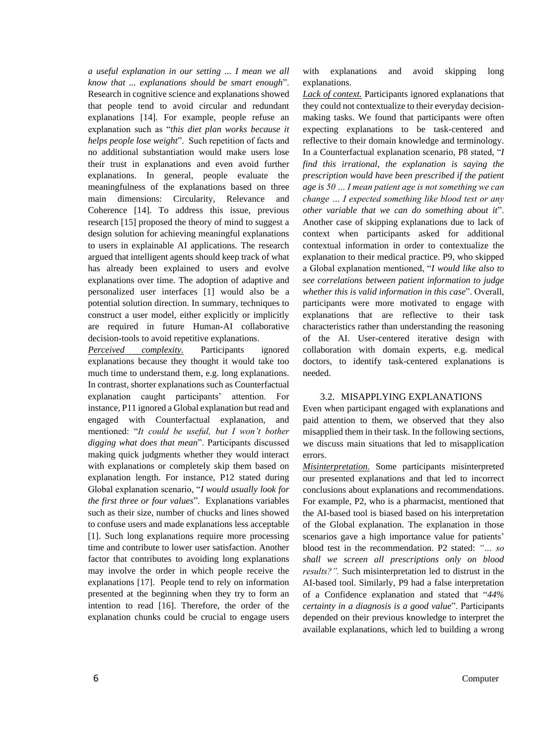*a useful explanation in our setting ... I mean we all know that ... explanations should be smart enough*". Research in cognitive science and explanations showed that people tend to avoid circular and redundant explanations [14]. For example, people refuse an explanation such as "*this diet plan works because it helps people lose weight*". Such repetition of facts and no additional substantiation would make users lose their trust in explanations and even avoid further explanations. In general, people evaluate the meaningfulness of the explanations based on three main dimensions: Circularity, Relevance and Coherence [14]. To address this issue, previous research [15] proposed the theory of mind to suggest a design solution for achieving meaningful explanations to users in explainable AI applications. The research argued that intelligent agents should keep track of what has already been explained to users and evolve explanations over time. The adoption of adaptive and personalized user interfaces [1] would also be a potential solution direction. In summary, techniques to construct a user model, either explicitly or implicitly are required in future Human-AI collaborative decision-tools to avoid repetitive explanations.

*Perceived complexity.* Participants ignored explanations because they thought it would take too much time to understand them, e.g. long explanations. In contrast, shorter explanations such as Counterfactual explanation caught participants' attention. For instance, P11 ignored a Global explanation but read and engaged with Counterfactual explanation, and mentioned: "*It could be useful, but I won't bother digging what does that mean*". Participants discussed making quick judgments whether they would interact with explanations or completely skip them based on explanation length. For instance, P12 stated during Global explanation scenario, "*I would usually look for the first three or four values*". Explanations variables such as their size, number of chucks and lines showed to confuse users and made explanations less acceptable [1]. Such long explanations require more processing time and contribute to lower user satisfaction. Another factor that contributes to avoiding long explanations may involve the order in which people receive the explanations [17]. People tend to rely on information presented at the beginning when they try to form an intention to read [16]. Therefore, the order of the explanation chunks could be crucial to engage users with explanations and avoid skipping long explanations.

*Lack of context.* Participants ignored explanations that they could not contextualize to their everyday decision-making tasks. We found that participants were often expecting explanations to be task-centered and reflective to their domain knowledge and terminology. In a Counterfactual explanation scenario, P8 stated, "*I find this irrational, the explanation is saying the prescription would have been prescribed if the patient age is 50 … I mean patient age is not something we can change … I expected something like blood test or any other variable that we can do something about it*". Another case of skipping explanations due to lack of context when participants asked for additional contextual information in order to contextualize the explanation to their medical practice. P9, who skipped a Global explanation mentioned, "*I would like also to see correlations between patient information to judge whether this is valid information in this case*". Overall, participants were more motivated to engage with explanations that are reflective to their task characteristics rather than understanding the reasoning of the AI. User-centered iterative design with collaboration with domain experts, e.g. medical doctors, to identify task-centered explanations is needed.

### 3.2. MISAPPLYING EXPLANATIONS

Even when participant engaged with explanations and paid attention to them, we observed that they also misapplied them in their task. In the following sections, we discuss main situations that led to misapplication errors.

*Misinterpretation.* Some participants misinterpreted our presented explanations and that led to incorrect conclusions about explanations and recommendations. For example, P2, who is a pharmacist, mentioned that the AI-based tool is biased based on his interpretation of the Global explanation. The explanation in those scenarios gave a high importance value for patients' blood test in the recommendation. P2 stated: *"… so shall we screen all prescriptions only on blood results?".* Such misinterpretation led to distrust in the AI-based tool. Similarly, P9 had a false interpretation of a Confidence explanation and stated that "*44% certainty in a diagnosis is a good value*". Participants depended on their previous knowledge to interpret the available explanations, which led to building a wrong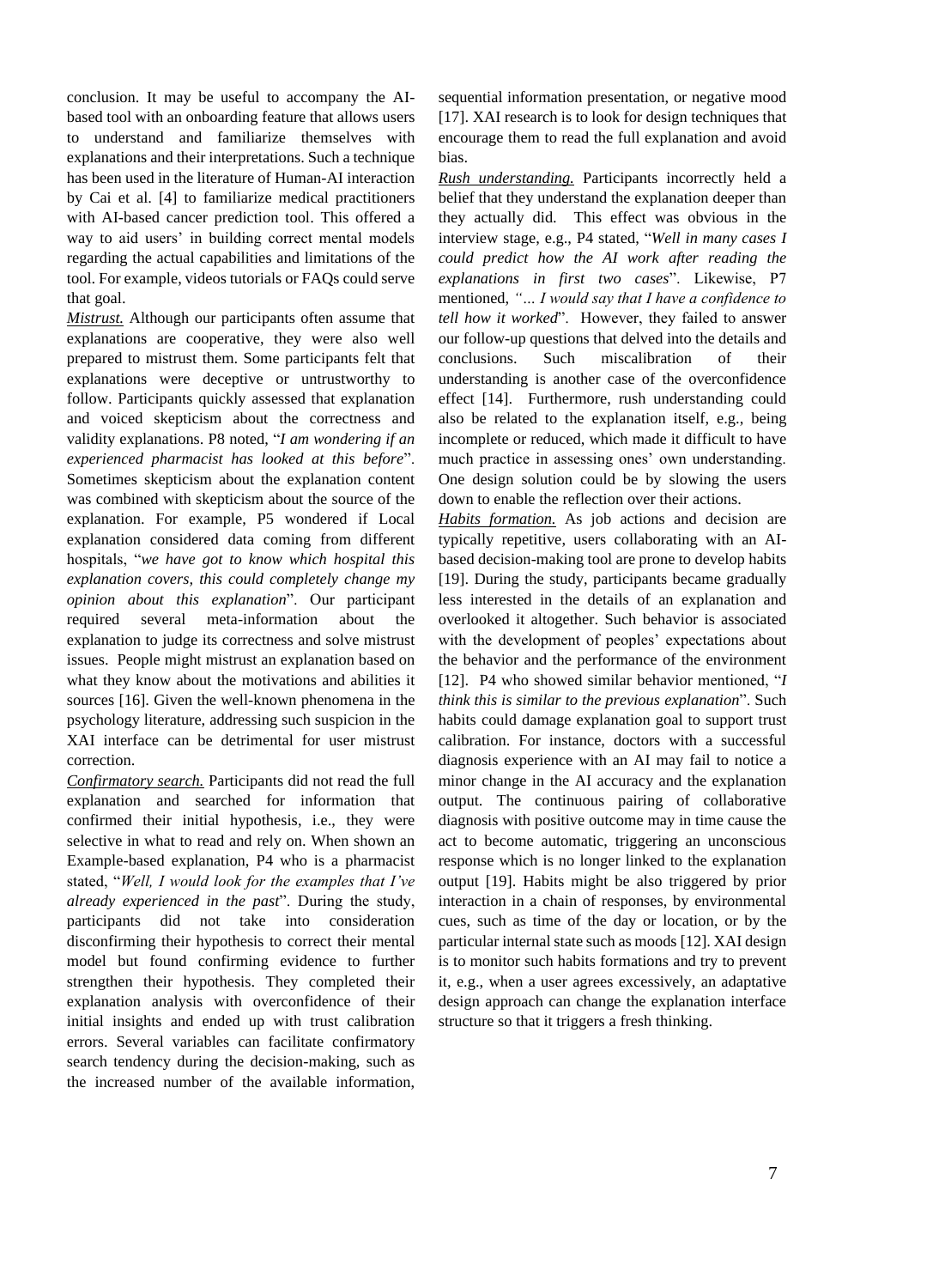conclusion. It may be useful to accompany the AI-based tool with an onboarding feature that allows users to understand and familiarize themselves with explanations and their interpretations. Such a technique has been used in the literature of Human-AI interaction by Cai et al. [4] to familiarize medical practitioners with AI-based cancer prediction tool. This offered a way to aid users' in building correct mental models regarding the actual capabilities and limitations of the tool. For example, videos tutorials or FAQs could serve that goal.

***Mistrust.*** Although our participants often assume that explanations are cooperative, they were also well prepared to mistrust them. Some participants felt that explanations were deceptive or untrustworthy to follow. Participants quickly assessed that explanation and voiced skepticism about the correctness and validity explanations. P8 noted, "*I am wondering if an experienced pharmacist has looked at this before*". Sometimes skepticism about the explanation content was combined with skepticism about the source of the explanation. For example, P5 wondered if Local explanation considered data coming from different hospitals, "*we have got to know which hospital this explanation covers, this could completely change my opinion about this explanation*". Our participant required several meta-information about the explanation to judge its correctness and solve mistrust issues. People might mistrust an explanation based on what they know about the motivations and abilities it sources [16]. Given the well-known phenomena in the psychology literature, addressing such suspicion in the XAI interface can be detrimental for user mistrust correction.

*Confirmatory search.* Participants did not read the full explanation and searched for information that confirmed their initial hypothesis, i.e., they were selective in what to read and rely on. When shown an Example-based explanation, P4 who is a pharmacist stated, "*Well, I would look for the examples that I've already experienced in the past*". During the study, participants did not take into consideration disconfirming their hypothesis to correct their mental model but found confirming evidence to further strengthen their hypothesis. They completed their explanation analysis with overconfidence of their initial insights and ended up with trust calibration errors. Several variables can facilitate confirmatory search tendency during the decision-making, such as the increased number of the available information, sequential information presentation, or negative mood [17]. XAI research is to look for design techniques that encourage them to read the full explanation and avoid bias.

***Rush understanding.*** Participants incorrectly held a belief that they understand the explanation deeper than they actually did. This effect was obvious in the interview stage, e.g., P4 stated, "*Well in many cases I could predict how the AI work after reading the explanations in first two cases*". Likewise, P7 mentioned, *"… I would say that I have a confidence to tell how it worked*". However, they failed to answer our follow-up questions that delved into the details and conclusions. Such miscalibration of their understanding is another case of the overconfidence effect [14]. Furthermore, rush understanding could also be related to the explanation itself, e.g., being incomplete or reduced, which made it difficult to have much practice in assessing ones' own understanding. One design solution could be by slowing the users down to enable the reflection over their actions.

***Habits formation.*** As job actions and decision are typically repetitive, users collaborating with an AI-based decision-making tool are prone to develop habits [19]. During the study, participants became gradually less interested in the details of an explanation and overlooked it altogether. Such behavior is associated with the development of peoples' expectations about the behavior and the performance of the environment [12]. P4 who showed similar behavior mentioned, "*I think this is similar to the previous explanation*". Such habits could damage explanation goal to support trust calibration. For instance, doctors with a successful diagnosis experience with an AI may fail to notice a minor change in the AI accuracy and the explanation output. The continuous pairing of collaborative diagnosis with positive outcome may in time cause the act to become automatic, triggering an unconscious response which is no longer linked to the explanation output [19]. Habits might be also triggered by prior interaction in a chain of responses, by environmental cues, such as time of the day or location, or by the particular internal state such as moods [12]. XAI design is to monitor such habits formations and try to prevent it, e.g., when a user agrees excessively, an adaptative design approach can change the explanation interface structure so that it triggers a fresh thinking.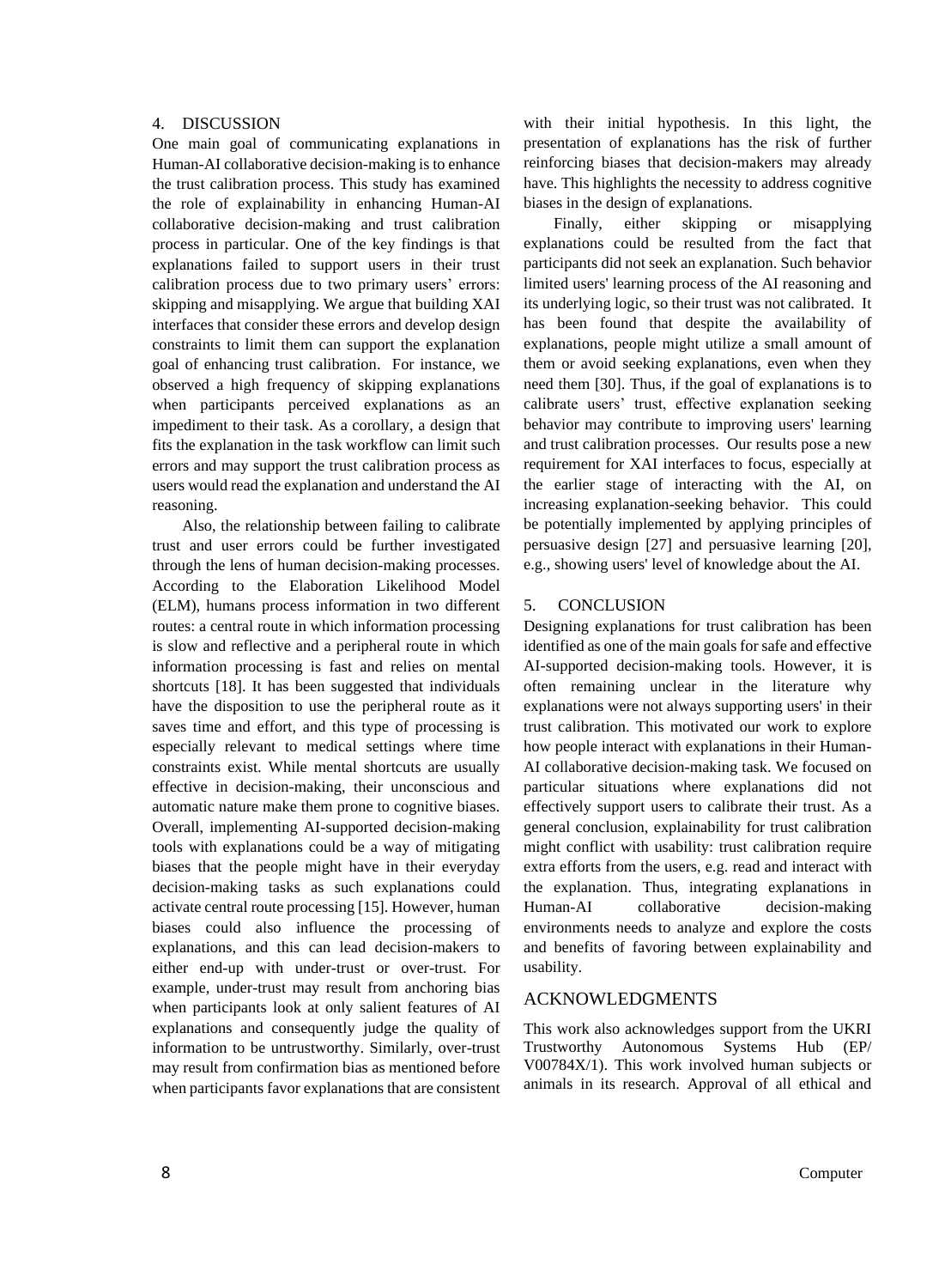## 4. DISCUSSION

One main goal of communicating explanations in Human-AI collaborative decision-making is to enhance the trust calibration process. This study has examined the role of explainability in enhancing Human-AI collaborative decision-making and trust calibration process in particular. One of the key findings is that explanations failed to support users in their trust calibration process due to two primary users' errors: skipping and misapplying. We argue that building XAI interfaces that consider these errors and develop design constraints to limit them can support the explanation goal of enhancing trust calibration. For instance, we observed a high frequency of skipping explanations when participants perceived explanations as an impediment to their task. As a corollary, a design that fits the explanation in the task workflow can limit such errors and may support the trust calibration process as users would read the explanation and understand the AI reasoning.

Also, the relationship between failing to calibrate trust and user errors could be further investigated through the lens of human decision-making processes. According to the Elaboration Likelihood Model (ELM), humans process information in two different routes: a central route in which information processing is slow and reflective and a peripheral route in which information processing is fast and relies on mental shortcuts [18]. It has been suggested that individuals have the disposition to use the peripheral route as it saves time and effort, and this type of processing is especially relevant to medical settings where time constraints exist. While mental shortcuts are usually effective in decision-making, their unconscious and automatic nature make them prone to cognitive biases. Overall, implementing AI-supported decision-making tools with explanations could be a way of mitigating biases that the people might have in their everyday decision-making tasks as such explanations could activate central route processing [15]. However, human biases could also influence the processing of explanations, and this can lead decision-makers to either end-up with under-trust or over-trust. For example, under-trust may result from anchoring bias when participants look at only salient features of AI explanations and consequently judge the quality of information to be untrustworthy. Similarly, over-trust may result from confirmation bias as mentioned before when participants favor explanations that are consistent with their initial hypothesis. In this light, the presentation of explanations has the risk of further reinforcing biases that decision-makers may already have. This highlights the necessity to address cognitive biases in the design of explanations.

Finally, either skipping or misapplying explanations could be resulted from the fact that participants did not seek an explanation. Such behavior limited users' learning process of the AI reasoning and its underlying logic, so their trust was not calibrated. It has been found that despite the availability of explanations, people might utilize a small amount of them or avoid seeking explanations, even when they need them [30]. Thus, if the goal of explanations is to calibrate users' trust, effective explanation seeking behavior may contribute to improving users' learning and trust calibration processes. Our results pose a new requirement for XAI interfaces to focus, especially at the earlier stage of interacting with the AI, on increasing explanation-seeking behavior. This could be potentially implemented by applying principles of persuasive design [27] and persuasive learning [20], e.g., showing users' level of knowledge about the AI.

## 5. CONCLUSION

Designing explanations for trust calibration has been identified as one of the main goals for safe and effective AI-supported decision-making tools. However, it is often remaining unclear in the literature why explanations were not always supporting users' in their trust calibration. This motivated our work to explore how people interact with explanations in their Human-AI collaborative decision-making task. We focused on particular situations where explanations did not effectively support users to calibrate their trust. As a general conclusion, explainability for trust calibration might conflict with usability: trust calibration require extra efforts from the users, e.g. read and interact with the explanation. Thus, integrating explanations in Human-AI collaborative decision-making environments needs to analyze and explore the costs and benefits of favoring between explainability and usability.

## ACKNOWLEDGMENTS

This work also acknowledges support from the UKRI Trustworthy Autonomous Systems Hub (EP/V00784X/1). This work involved human subjects or animals in its research. Approval of all ethical and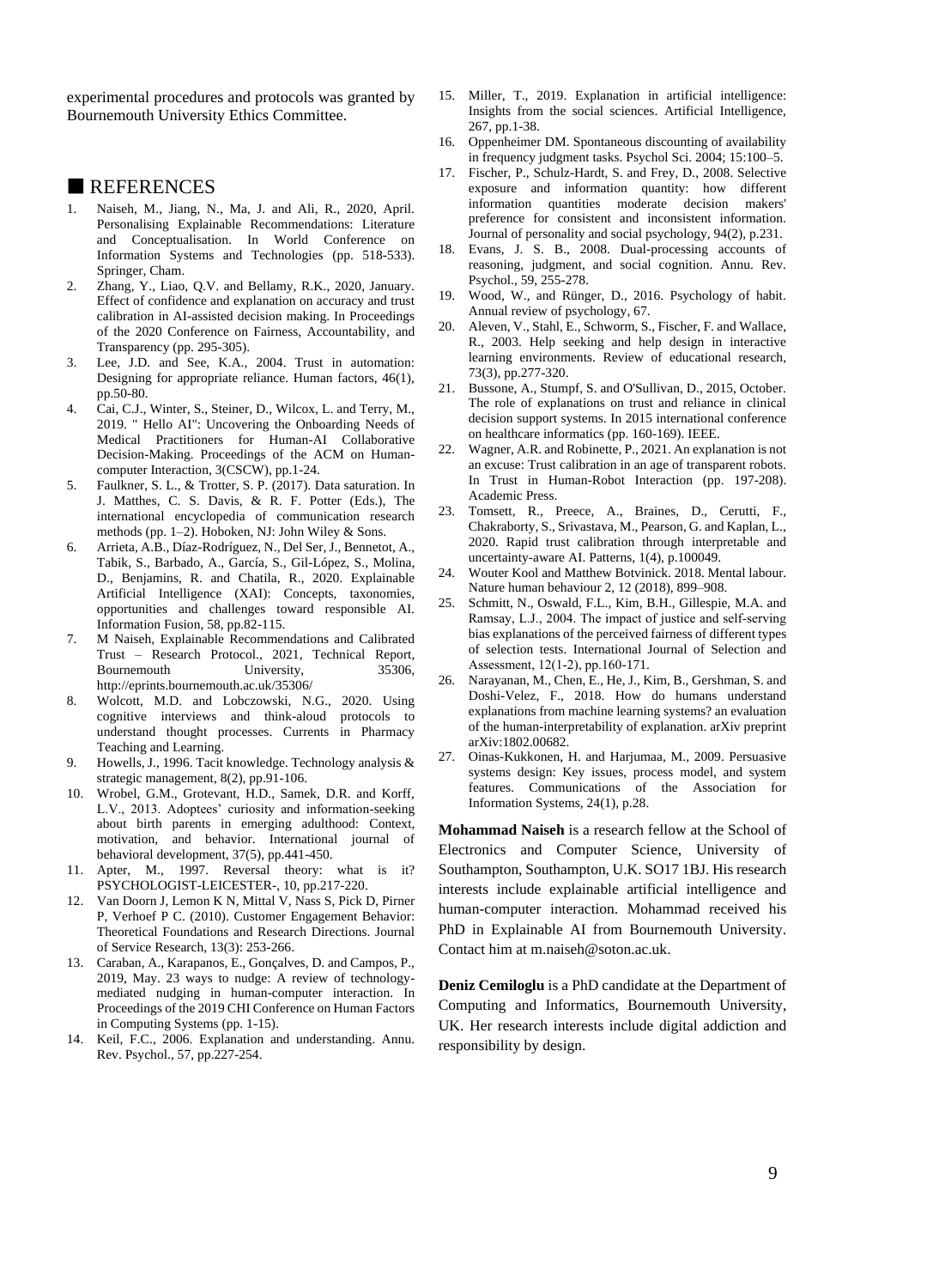experimental procedures and protocols was granted by Bournemouth University Ethics Committee.

## REFERENCES

1. Naiseh, M., Jiang, N., Ma, J. and Ali, R., 2020, April. Personalising Explainable Recommendations: Literature and Conceptualisation. In World Conference on Information Systems and Technologies (pp. 518-533). Springer, Cham.
2. Zhang, Y., Liao, Q.V. and Bellamy, R.K., 2020, January. Effect of confidence and explanation on accuracy and trust calibration in AI-assisted decision making. In Proceedings of the 2020 Conference on Fairness, Accountability, and Transparency (pp. 295-305).
3. Lee, J.D. and See, K.A., 2004. Trust in automation: Designing for appropriate reliance. Human factors, 46(1), pp.50-80.
4. Cai, C.J., Winter, S., Steiner, D., Wilcox, L. and Terry, M., 2019. " Hello AI": Uncovering the Onboarding Needs of Medical Practitioners for Human-AI Collaborative Decision-Making. Proceedings of the ACM on Human-computer Interaction, 3(CSCW), pp.1-24.
5. Faulkner, S. L., & Trotter, S. P. (2017). Data saturation. In J. Matthes, C. S. Davis, & R. F. Potter (Eds.), The international encyclopedia of communication research methods (pp. 1–2). Hoboken, NJ: John Wiley & Sons.
6. Arrieta, A.B., Díaz-Rodríguez, N., Del Ser, J., Bennetot, A., Tabik, S., Barbado, A., García, S., Gil-López, S., Molina, D., Benjamins, R. and Chatila, R., 2020. Explainable Artificial Intelligence (XAI): Concepts, taxonomies, opportunities and challenges toward responsible AI. Information Fusion, 58, pp.82-115.
7. M Naiseh, Explainable Recommendations and Calibrated Trust – Research Protocol., 2021, Technical Report, Bournemouth University, 35306, http://eprints.bournemouth.ac.uk/35306/
8. Wolcott, M.D. and Lobczowski, N.G., 2020. Using cognitive interviews and think-aloud protocols to understand thought processes. Currents in Pharmacy Teaching and Learning.
9. Howells, J., 1996. Tacit knowledge. Technology analysis & strategic management, 8(2), pp.91-106.
10. Wrobel, G.M., Grotevant, H.D., Samek, D.R. and Korff, L.V., 2013. Adoptees' curiosity and information-seeking about birth parents in emerging adulthood: Context, motivation, and behavior. International journal of behavioral development, 37(5), pp.441-450.
11. Apter, M., 1997. Reversal theory: what is it? PSYCHOLOGIST-LEICESTER-, 10, pp.217-220.
12. Van Doorn J, Lemon K N, Mittal V, Nass S, Pick D, Pirner P, Verhoef P C. (2010). Customer Engagement Behavior: Theoretical Foundations and Research Directions. Journal of Service Research, 13(3): 253-266.
13. Caraban, A., Karapanos, E., Gonçalves, D. and Campos, P., 2019, May. 23 ways to nudge: A review of technology-mediated nudging in human-computer interaction. In Proceedings of the 2019 CHI Conference on Human Factors in Computing Systems (pp. 1-15).
14. Keil, F.C., 2006. Explanation and understanding. Annu. Rev. Psychol., 57, pp.227-254.
15. Miller, T., 2019. Explanation in artificial intelligence: Insights from the social sciences. Artificial Intelligence, 267, pp.1-38.
16. Oppenheimer DM. Spontaneous discounting of availability in frequency judgment tasks. Psychol Sci. 2004; 15:100–5.
17. Fischer, P., Schulz-Hardt, S. and Frey, D., 2008. Selective exposure and information quantity: how different information quantities moderate decision makers' preference for consistent and inconsistent information. Journal of personality and social psychology, 94(2), p.231.
18. Evans, J. S. B., 2008. Dual-processing accounts of reasoning, judgment, and social cognition. Annu. Rev. Psychol., 59, 255-278.
19. Wood, W., and Rünger, D., 2016. Psychology of habit. Annual review of psychology, 67.
20. Aleven, V., Stahl, E., Schworm, S., Fischer, F. and Wallace, R., 2003. Help seeking and help design in interactive learning environments. Review of educational research, 73(3), pp.277-320.
21. Bussone, A., Stumpf, S. and O'Sullivan, D., 2015, October. The role of explanations on trust and reliance in clinical decision support systems. In 2015 international conference on healthcare informatics (pp. 160-169). IEEE.
22. Wagner, A.R. and Robinette, P., 2021. An explanation is not an excuse: Trust calibration in an age of transparent robots. In Trust in Human-Robot Interaction (pp. 197-208). Academic Press.
23. Tomsett, R., Preece, A., Braines, D., Cerutti, F., Chakraborty, S., Srivastava, M., Pearson, G. and Kaplan, L., 2020. Rapid trust calibration through interpretable and uncertainty-aware AI. Patterns, 1(4), p.100049.
24. Wouter Kool and Matthew Botvinick. 2018. Mental labour. Nature human behaviour 2, 12 (2018), 899–908.
25. Schmitt, N., Oswald, F.L., Kim, B.H., Gillespie, M.A. and Ramsay, L.J., 2004. The impact of justice and self-serving bias explanations of the perceived fairness of different types of selection tests. International Journal of Selection and Assessment, 12(1-2), pp.160-171.
26. Narayanan, M., Chen, E., He, J., Kim, B., Gershman, S. and Doshi-Velez, F., 2018. How do humans understand explanations from machine learning systems? an evaluation of the human-interpretability of explanation. arXiv preprint arXiv:1802.00682.
27. Oinas-Kukkonen, H. and Harjumaa, M., 2009. Persuasive systems design: Key issues, process model, and system features. Communications of the Association for Information Systems, 24(1), p.28.

**Mohammad Naiseh** is a research fellow at the School of Electronics and Computer Science, University of Southampton, Southampton, U.K. SO17 1BJ. His research interests include explainable artificial intelligence and human-computer interaction. Mohammad received his PhD in Explainable AI from Bournemouth University. Contact him at m.naiseh@soton.ac.uk.

**Deniz Cemiloglu** is a PhD candidate at the Department of Computing and Informatics, Bournemouth University, UK. Her research interests include digital addiction and responsibility by design.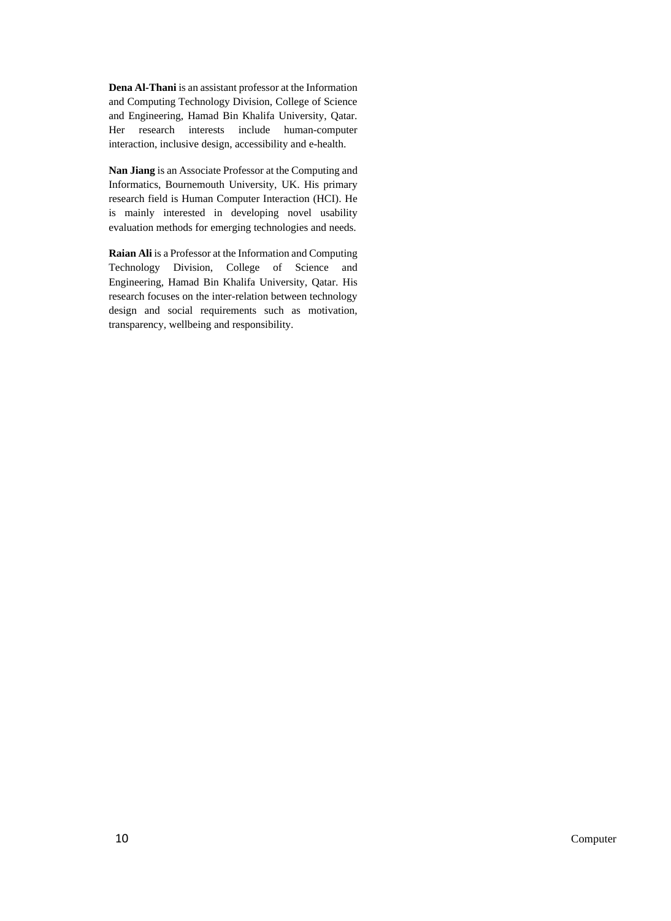**Dena Al-Thani** is an assistant professor at the Information and Computing Technology Division, College of Science and Engineering, Hamad Bin Khalifa University, Qatar. Her research interests include human-computer interaction, inclusive design, accessibility and e-health.

**Nan Jiang** is an Associate Professor at the Computing and Informatics, Bournemouth University, UK. His primary research field is Human Computer Interaction (HCI). He is mainly interested in developing novel usability evaluation methods for emerging technologies and needs.

**Raian Ali** is a Professor at the Information and Computing Technology Division, College of Science and Engineering, Hamad Bin Khalifa University, Qatar. His research focuses on the inter-relation between technology design and social requirements such as motivation, transparency, wellbeing and responsibility.